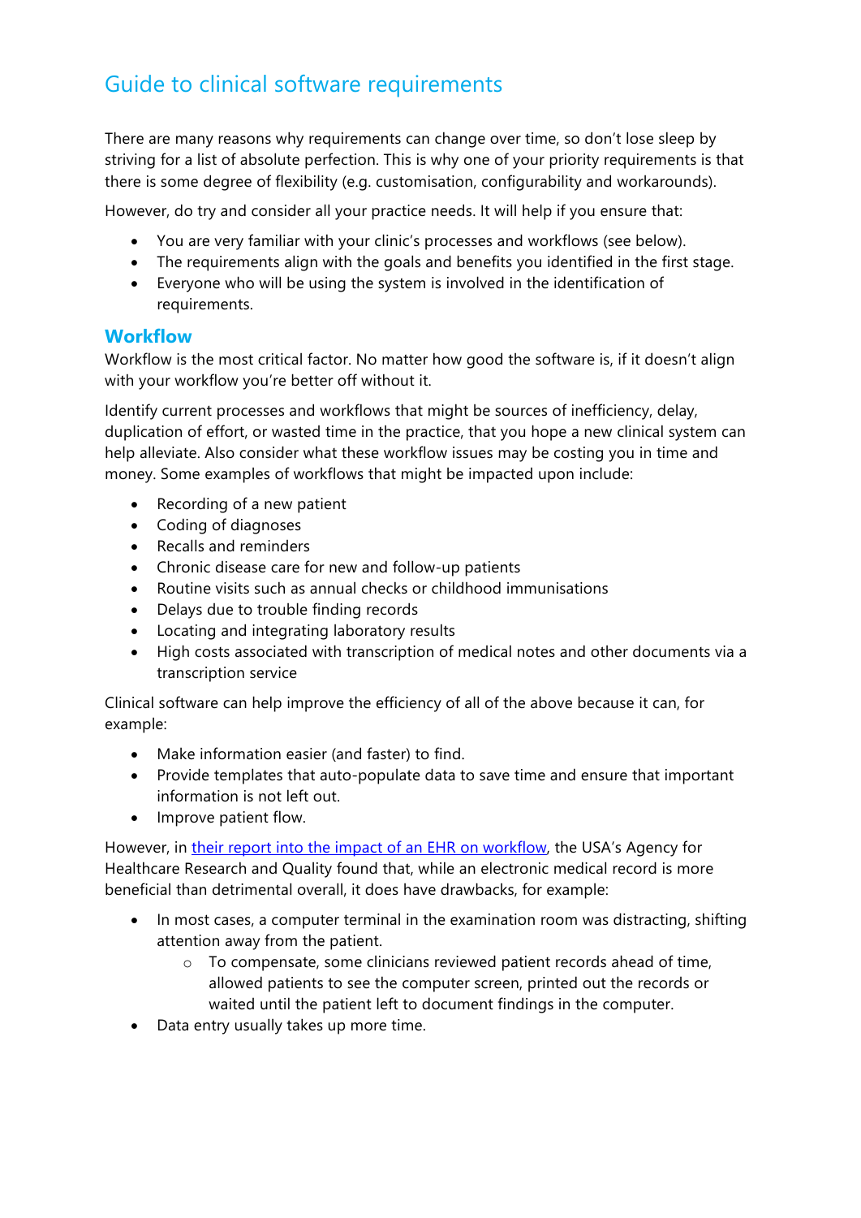# Guide to clinical software requirements

There are many reasons why requirements can change over time, so don't lose sleep by striving for a list of absolute perfection. This is why one of your priority requirements is that there is some degree of flexibility (e.g. customisation, configurability and workarounds).

However, do try and consider all your practice needs. It will help if you ensure that:

- You are very familiar with your clinic's processes and workflows (see below).
- The requirements align with the goals and benefits you identified in the first stage.
- Everyone who will be using the system is involved in the identification of requirements.

## Workflow

Workflow is the most critical factor. No matter how good the software is, if it doesn't align with your workflow you're better off without it.

Identify current processes and workflows that might be sources of inefficiency, delay, duplication of effort, or wasted time in the practice, that you hope a new clinical system can help alleviate. Also consider what these workflow issues may be costing you in time and money. Some examples of workflows that might be impacted upon include:

- Recording of a new patient
- Coding of diagnoses
- Recalls and reminders
- Chronic disease care for new and follow-up patients
- Routine visits such as annual checks or childhood immunisations
- Delays due to trouble finding records
- Locating and integrating laboratory results
- High costs associated with transcription of medical notes and other documents via a transcription service

Clinical software can help improve the efficiency of all of the above because it can, for example:

- Make information easier (and faster) to find.
- Provide templates that auto-populate data to save time and ensure that important information is not left out.
- Improve patient flow.

However, in [their report into the impact of an EHR on workflow](), the USA's Agency for Healthcare Research and Quality found that, while an electronic medical record is more beneficial than detrimental overall, it does have drawbacks, for example:

- In most cases, a computer terminal in the examination room was distracting, shifting attention away from the patient.
    - To compensate, some clinicians reviewed patient records ahead of time, allowed patients to see the computer screen, printed out the records or waited until the patient left to document findings in the computer.
- Data entry usually takes up more time.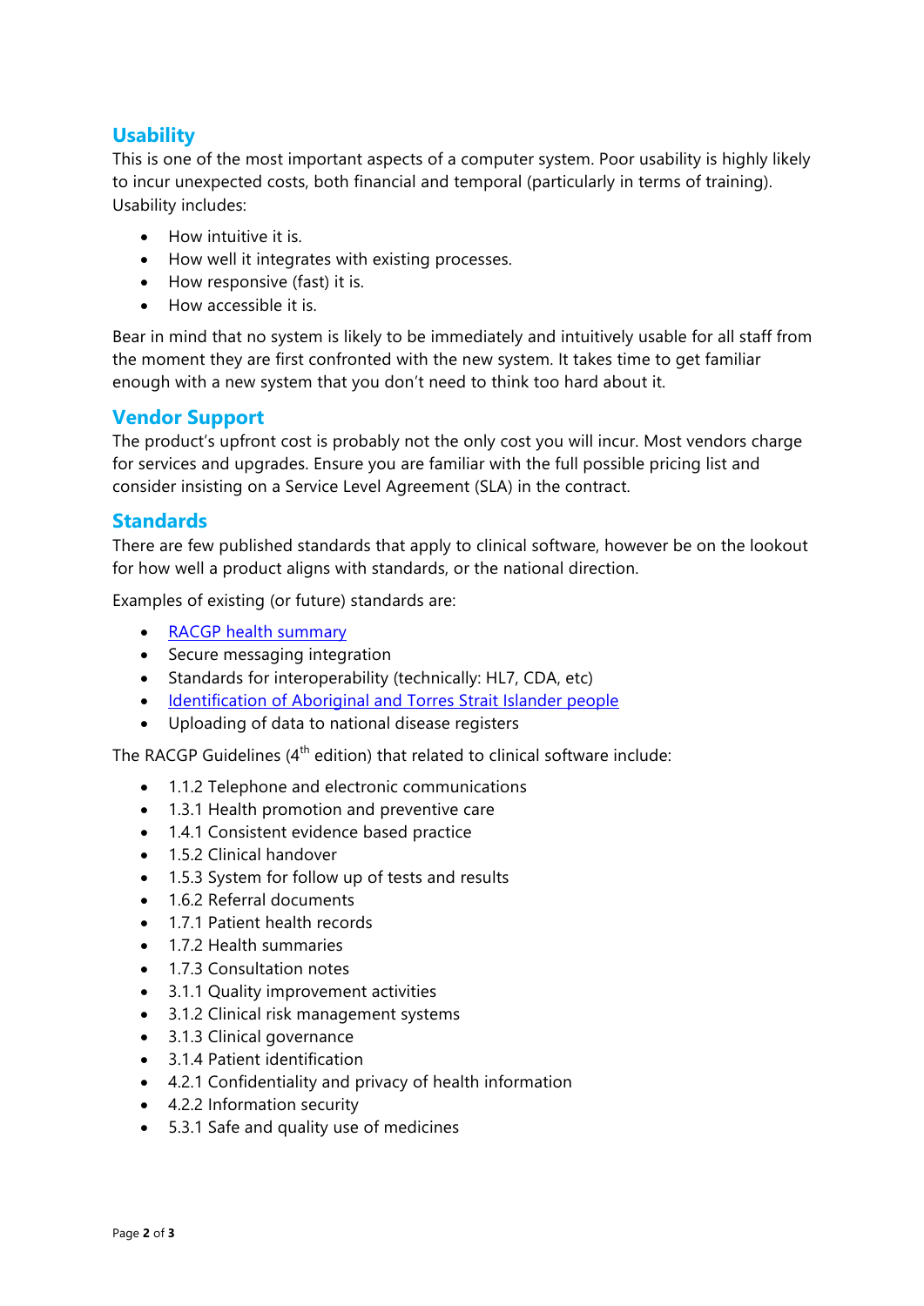## Usability

This is one of the most important aspects of a computer system. Poor usability is highly likely to incur unexpected costs, both financial and temporal (particularly in terms of training). Usability includes:

- How intuitive it is.
- How well it integrates with existing processes.
- How responsive (fast) it is.
- How accessible it is.

Bear in mind that no system is likely to be immediately and intuitively usable for all staff from the moment they are first confronted with the new system. It takes time to get familiar enough with a new system that you don't need to think too hard about it.

## Vendor Support

The product's upfront cost is probably not the only cost you will incur. Most vendors charge for services and upgrades. Ensure you are familiar with the full possible pricing list and consider insisting on a Service Level Agreement (SLA) in the contract.

## Standards

There are few published standards that apply to clinical software, however be on the lookout for how well a product aligns with standards, or the national direction.

Examples of existing (or future) standards are:

- RACGP health summary
- Secure messaging integration
- Standards for interoperability (technically: HL7, CDA, etc)
- Identification of Aboriginal and Torres Strait Islander people
- Uploading of data to national disease registers

The RACGP Guidelines (4th edition) that related to clinical software include:

- 1.1.2 Telephone and electronic communications
- 1.3.1 Health promotion and preventive care
- 1.4.1 Consistent evidence based practice
- 1.5.2 Clinical handover
- 1.5.3 System for follow up of tests and results
- 1.6.2 Referral documents
- 1.7.1 Patient health records
- 1.7.2 Health summaries
- 1.7.3 Consultation notes
- 3.1.1 Quality improvement activities
- 3.1.2 Clinical risk management systems
- 3.1.3 Clinical governance
- 3.1.4 Patient identification
- 4.2.1 Confidentiality and privacy of health information
- 4.2.2 Information security
- 5.3.1 Safe and quality use of medicines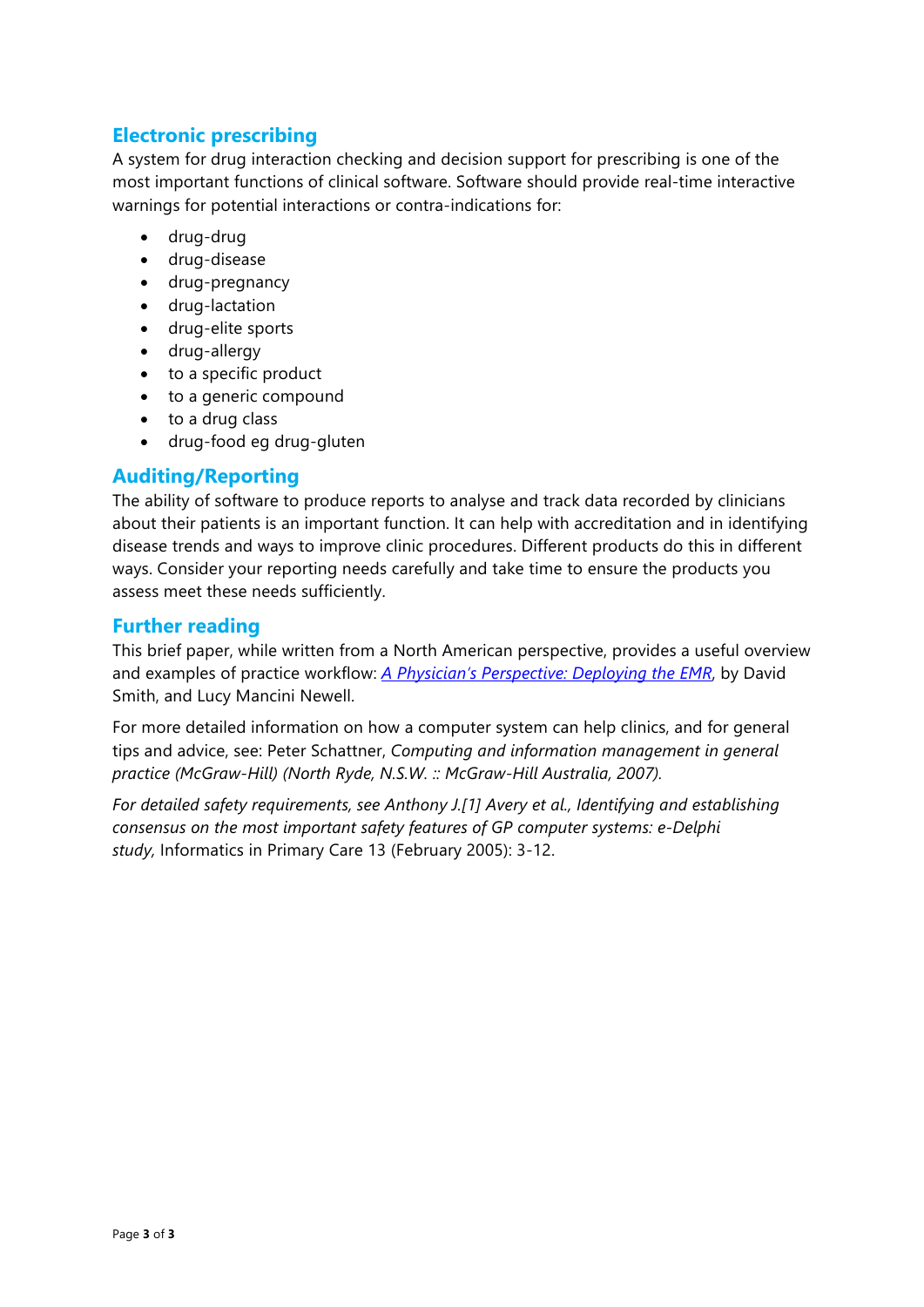## Electronic prescribing

A system for drug interaction checking and decision support for prescribing is one of the most important functions of clinical software. Software should provide real-time interactive warnings for potential interactions or contra-indications for:

- drug-drug
- drug-disease
- drug-pregnancy
- drug-lactation
- drug-elite sports
- drug-allergy
- to a specific product
- to a generic compound
- to a drug class
- drug-food eg drug-gluten

## Auditing/Reporting

The ability of software to produce reports to analyse and track data recorded by clinicians about their patients is an important function. It can help with accreditation and in identifying disease trends and ways to improve clinic procedures. Different products do this in different ways. Consider your reporting needs carefully and take time to ensure the products you assess meet these needs sufficiently.

## Further reading

This brief paper, while written from a North American perspective, provides a useful overview and examples of practice workflow: *A Physician's Perspective: Deploying the EMR*, by David Smith, and Lucy Mancini Newell.

For more detailed information on how a computer system can help clinics, and for general tips and advice, see: Peter Schattner, *Computing and information management in general practice (McGraw-Hill) (North Ryde, N.S.W. :: McGraw-Hill Australia, 2007).*

*For detailed safety requirements, see Anthony J.[1] Avery et al., Identifying and establishing consensus on the most important safety features of GP computer systems: e-Delphi study,* Informatics in Primary Care 13 (February 2005): 3-12.